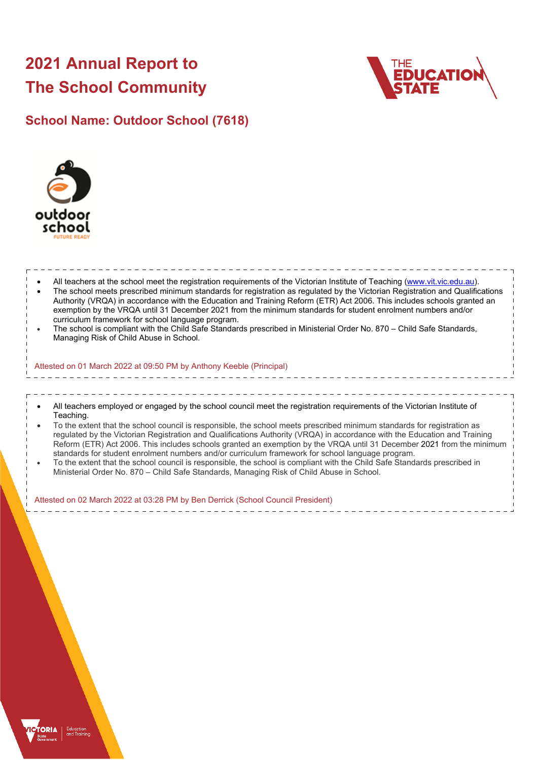# 2021 Annual Report to The School Community

## School Name: Outdoor School (7618)

- All teachers at the school meet the registration requirements of the Victorian Institute of Teaching (www.vit.vic.edu.au).
- The school meets prescribed minimum standards for registration as regulated by the Victorian Registration and Qualifications Authority (VRQA) in accordance with the Education and Training Reform (ETR) Act 2006. This includes schools granted an exemption by the VRQA until 31 December 2021 from the minimum standards for student enrolment numbers and/or curriculum framework for school language program.
- The school is compliant with the Child Safe Standards prescribed in Ministerial Order No. 870 – Child Safe Standards, Managing Risk of Child Abuse in School.

Attested on 01 March 2022 at 09:50 PM by Anthony Keeble (Principal)

- All teachers employed or engaged by the school council meet the registration requirements of the Victorian Institute of Teaching.
- To the extent that the school council is responsible, the school meets prescribed minimum standards for registration as regulated by the Victorian Registration and Qualifications Authority (VRQA) in accordance with the Education and Training Reform (ETR) Act 2006. This includes schools granted an exemption by the VRQA until 31 December 2021 from the minimum standards for student enrolment numbers and/or curriculum framework for school language program.
- To the extent that the school council is responsible, the school is compliant with the Child Safe Standards prescribed in Ministerial Order No. 870 – Child Safe Standards, Managing Risk of Child Abuse in School.

Attested on 02 March 2022 at 03:28 PM by Ben Derrick (School Council President)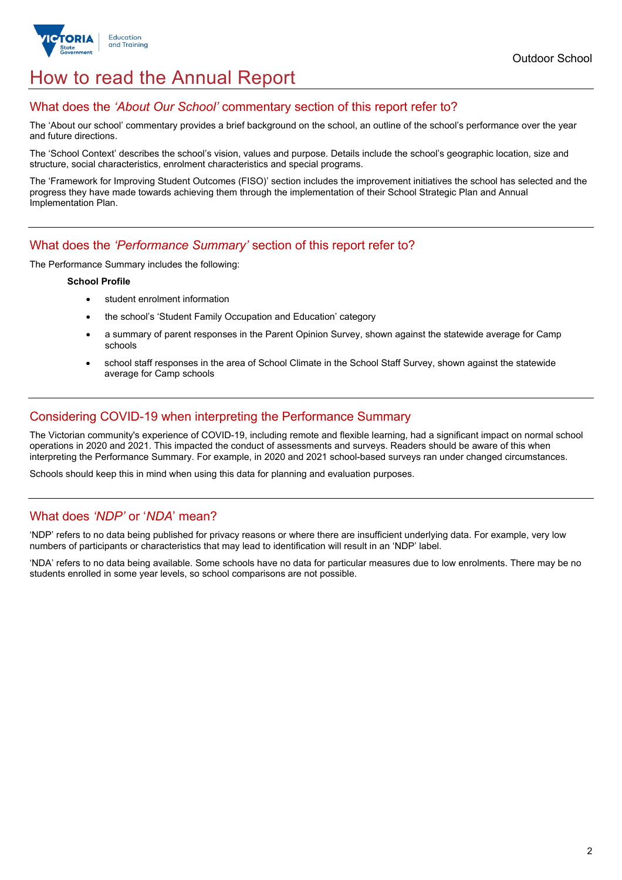# How to read the Annual Report

## What does the *'About Our School'* commentary section of this report refer to?

The 'About our school' commentary provides a brief background on the school, an outline of the school's performance over the year and future directions.

The 'School Context' describes the school's vision, values and purpose. Details include the school's geographic location, size and structure, social characteristics, enrolment characteristics and special programs.

The 'Framework for Improving Student Outcomes (FISO)' section includes the improvement initiatives the school has selected and the progress they have made towards achieving them through the implementation of their School Strategic Plan and Annual Implementation Plan.

## What does the *'Performance Summary'* section of this report refer to?

The Performance Summary includes the following:

**School Profile**

- student enrolment information
- the school's 'Student Family Occupation and Education' category
- a summary of parent responses in the Parent Opinion Survey, shown against the statewide average for Camp schools
- school staff responses in the area of School Climate in the School Staff Survey, shown against the statewide average for Camp schools

## Considering COVID-19 when interpreting the Performance Summary

The Victorian community's experience of COVID-19, including remote and flexible learning, had a significant impact on normal school operations in 2020 and 2021. This impacted the conduct of assessments and surveys. Readers should be aware of this when interpreting the Performance Summary. For example, in 2020 and 2021 school-based surveys ran under changed circumstances.

Schools should keep this in mind when using this data for planning and evaluation purposes.

## What does *'NDP'* or '*NDA*' mean?

'NDP' refers to no data being published for privacy reasons or where there are insufficient underlying data. For example, very low numbers of participants or characteristics that may lead to identification will result in an 'NDP' label.

'NDA' refers to no data being available. Some schools have no data for particular measures due to low enrolments. There may be no students enrolled in some year levels, so school comparisons are not possible.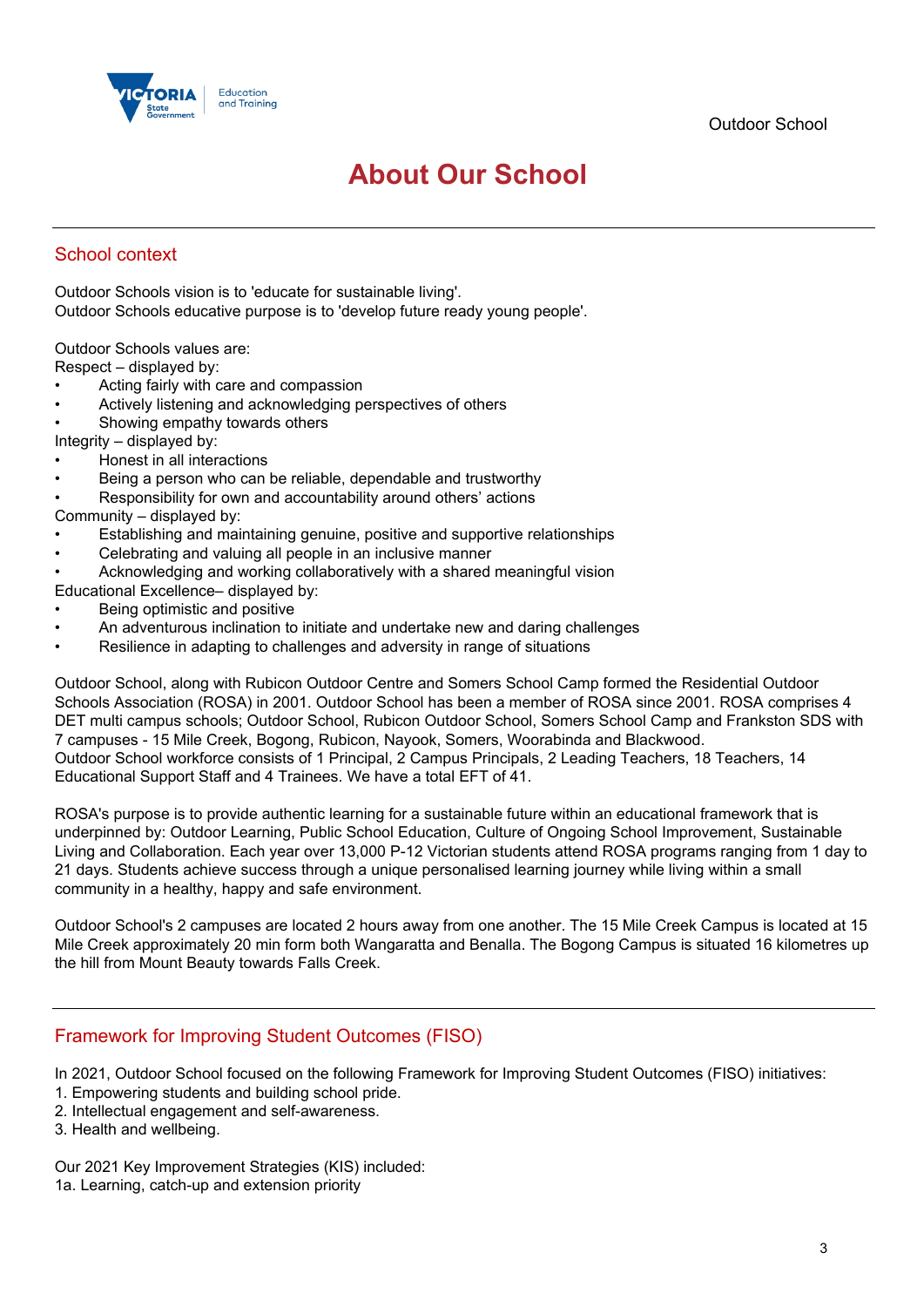# About Our School

## School context

Outdoor Schools vision is to 'educate for sustainable living'.
Outdoor Schools educative purpose is to 'develop future ready young people'.

Outdoor Schools values are:
Respect – displayed by:
- Acting fairly with care and compassion
- Actively listening and acknowledging perspectives of others
- Showing empathy towards others

Integrity – displayed by:
- Honest in all interactions
- Being a person who can be reliable, dependable and trustworthy
- Responsibility for own and accountability around others' actions

Community – displayed by:
- Establishing and maintaining genuine, positive and supportive relationships
- Celebrating and valuing all people in an inclusive manner
- Acknowledging and working collaboratively with a shared meaningful vision

Educational Excellence– displayed by:
- Being optimistic and positive
- An adventurous inclination to initiate and undertake new and daring challenges
- Resilience in adapting to challenges and adversity in range of situations

Outdoor School, along with Rubicon Outdoor Centre and Somers School Camp formed the Residential Outdoor Schools Association (ROSA) in 2001. Outdoor School has been a member of ROSA since 2001. ROSA comprises 4 DET multi campus schools; Outdoor School, Rubicon Outdoor School, Somers School Camp and Frankston SDS with 7 campuses - 15 Mile Creek, Bogong, Rubicon, Nayook, Somers, Woorabinda and Blackwood.
Outdoor School workforce consists of 1 Principal, 2 Campus Principals, 2 Leading Teachers, 18 Teachers, 14 Educational Support Staff and 4 Trainees. We have a total EFT of 41.

ROSA's purpose is to provide authentic learning for a sustainable future within an educational framework that is underpinned by: Outdoor Learning, Public School Education, Culture of Ongoing School Improvement, Sustainable Living and Collaboration. Each year over 13,000 P-12 Victorian students attend ROSA programs ranging from 1 day to 21 days. Students achieve success through a unique personalised learning journey while living within a small community in a healthy, happy and safe environment.

Outdoor School's 2 campuses are located 2 hours away from one another. The 15 Mile Creek Campus is located at 15 Mile Creek approximately 20 min form both Wangaratta and Benalla. The Bogong Campus is situated 16 kilometres up the hill from Mount Beauty towards Falls Creek.

## Framework for Improving Student Outcomes (FISO)

In 2021, Outdoor School focused on the following Framework for Improving Student Outcomes (FISO) initiatives:
1. Empowering students and building school pride.
2. Intellectual engagement and self-awareness.
3. Health and wellbeing.

Our 2021 Key Improvement Strategies (KIS) included:
1a. Learning, catch-up and extension priority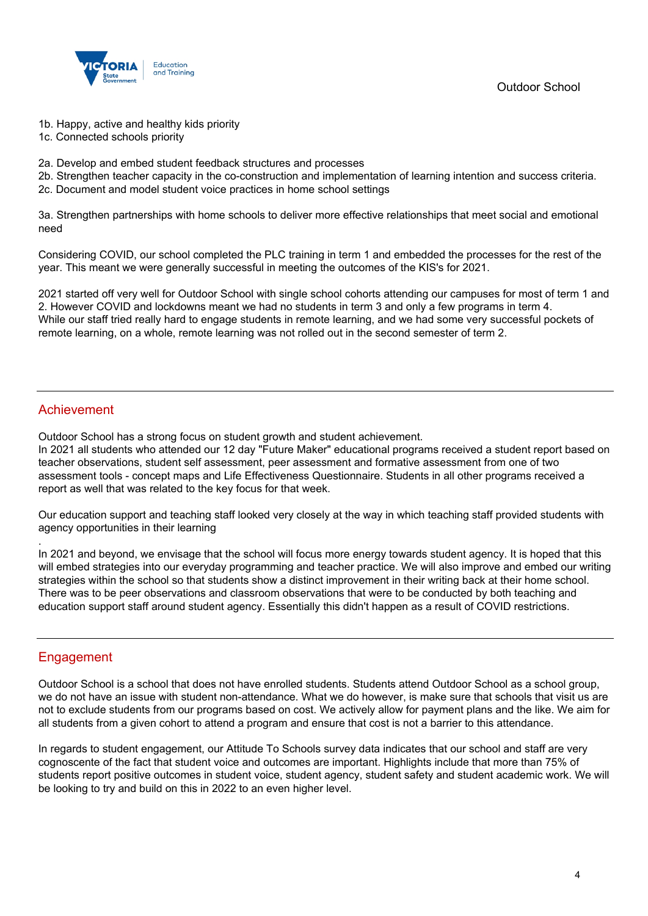1b. Happy, active and healthy kids priority
1c. Connected schools priority

2a. Develop and embed student feedback structures and processes
2b. Strengthen teacher capacity in the co-construction and implementation of learning intention and success criteria.
2c. Document and model student voice practices in home school settings

3a. Strengthen partnerships with home schools to deliver more effective relationships that meet social and emotional need

Considering COVID, our school completed the PLC training in term 1 and embedded the processes for the rest of the year. This meant we were generally successful in meeting the outcomes of the KIS's for 2021.

2021 started off very well for Outdoor School with single school cohorts attending our campuses for most of term 1 and 2. However COVID and lockdowns meant we had no students in term 3 and only a few programs in term 4.
While our staff tried really hard to engage students in remote learning, and we had some very successful pockets of remote learning, on a whole, remote learning was not rolled out in the second semester of term 2.

## Achievement

Outdoor School has a strong focus on student growth and student achievement.
In 2021 all students who attended our 12 day "Future Maker" educational programs received a student report based on teacher observations, student self assessment, peer assessment and formative assessment from one of two assessment tools - concept maps and Life Effectiveness Questionnaire. Students in all other programs received a report as well that was related to the key focus for that week.

Our education support and teaching staff looked very closely at the way in which teaching staff provided students with agency opportunities in their learning

.
In 2021 and beyond, we envisage that the school will focus more energy towards student agency. It is hoped that this will embed strategies into our everyday programming and teacher practice. We will also improve and embed our writing strategies within the school so that students show a distinct improvement in their writing back at their home school. There was to be peer observations and classroom observations that were to be conducted by both teaching and education support staff around student agency. Essentially this didn't happen as a result of COVID restrictions.

## Engagement

Outdoor School is a school that does not have enrolled students. Students attend Outdoor School as a school group, we do not have an issue with student non-attendance. What we do however, is make sure that schools that visit us are not to exclude students from our programs based on cost. We actively allow for payment plans and the like. We aim for all students from a given cohort to attend a program and ensure that cost is not a barrier to this attendance.

In regards to student engagement, our Attitude To Schools survey data indicates that our school and staff are very cognoscente of the fact that student voice and outcomes are important. Highlights include that more than 75% of students report positive outcomes in student voice, student agency, student safety and student academic work. We will be looking to try and build on this in 2022 to an even higher level.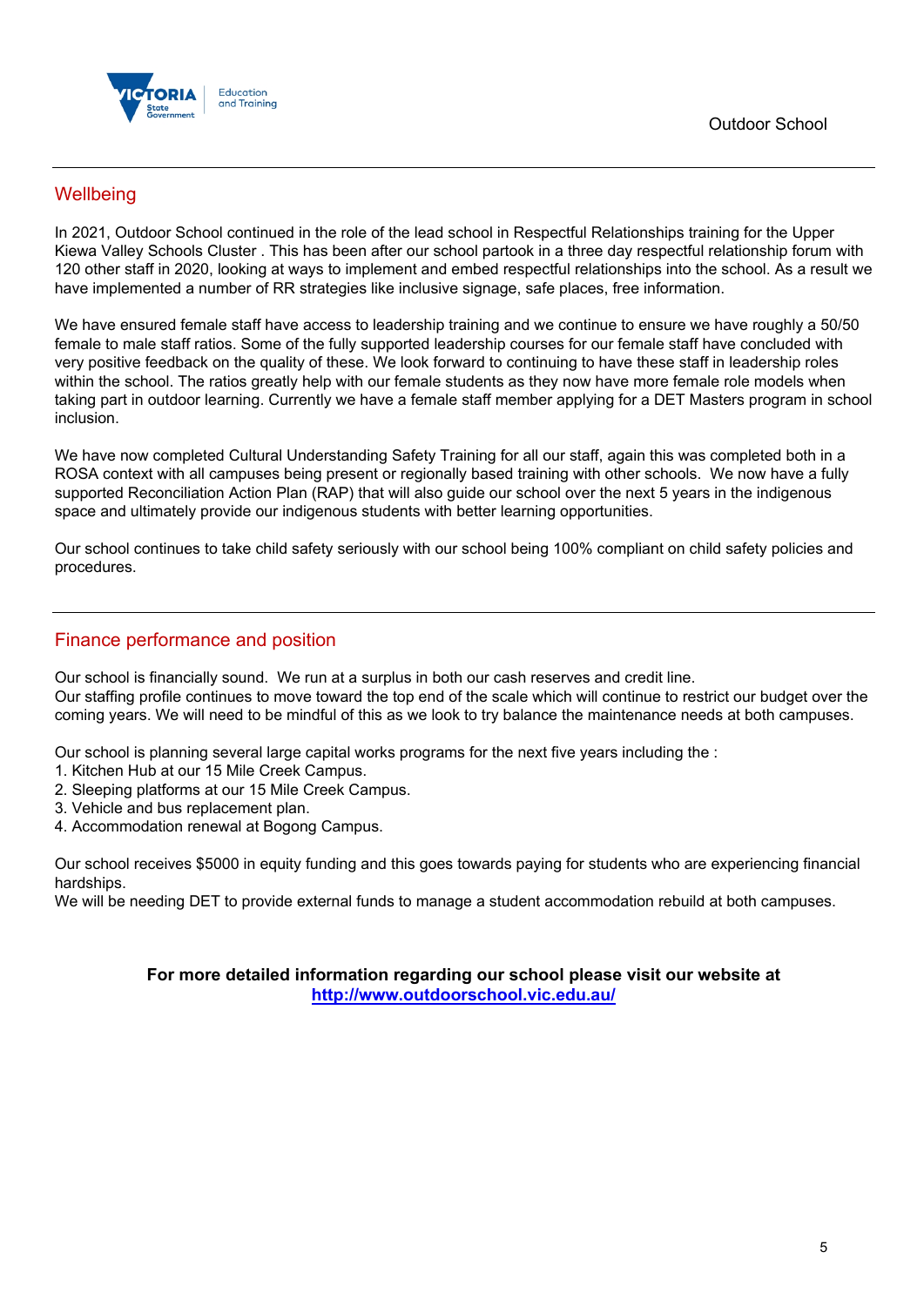## Wellbeing

In 2021, Outdoor School continued in the role of the lead school in Respectful Relationships training for the Upper Kiewa Valley Schools Cluster . This has been after our school partook in a three day respectful relationship forum with 120 other staff in 2020, looking at ways to implement and embed respectful relationships into the school. As a result we have implemented a number of RR strategies like inclusive signage, safe places, free information.

We have ensured female staff have access to leadership training and we continue to ensure we have roughly a 50/50 female to male staff ratios. Some of the fully supported leadership courses for our female staff have concluded with very positive feedback on the quality of these. We look forward to continuing to have these staff in leadership roles within the school. The ratios greatly help with our female students as they now have more female role models when taking part in outdoor learning. Currently we have a female staff member applying for a DET Masters program in school inclusion.

We have now completed Cultural Understanding Safety Training for all our staff, again this was completed both in a ROSA context with all campuses being present or regionally based training with other schools. We now have a fully supported Reconciliation Action Plan (RAP) that will also guide our school over the next 5 years in the indigenous space and ultimately provide our indigenous students with better learning opportunities.

Our school continues to take child safety seriously with our school being 100% compliant on child safety policies and procedures.

## Finance performance and position

Our school is financially sound. We run at a surplus in both our cash reserves and credit line.
Our staffing profile continues to move toward the top end of the scale which will continue to restrict our budget over the coming years. We will need to be mindful of this as we look to try balance the maintenance needs at both campuses.

Our school is planning several large capital works programs for the next five years including the :

1. Kitchen Hub at our 15 Mile Creek Campus.
2. Sleeping platforms at our 15 Mile Creek Campus.
3. Vehicle and bus replacement plan.
4. Accommodation renewal at Bogong Campus.

Our school receives $5000 in equity funding and this goes towards paying for students who are experiencing financial hardships.
We will be needing DET to provide external funds to manage a student accommodation rebuild at both campuses.

**For more detailed information regarding our school please visit our website at**
**http://www.outdoorschool.vic.edu.au/**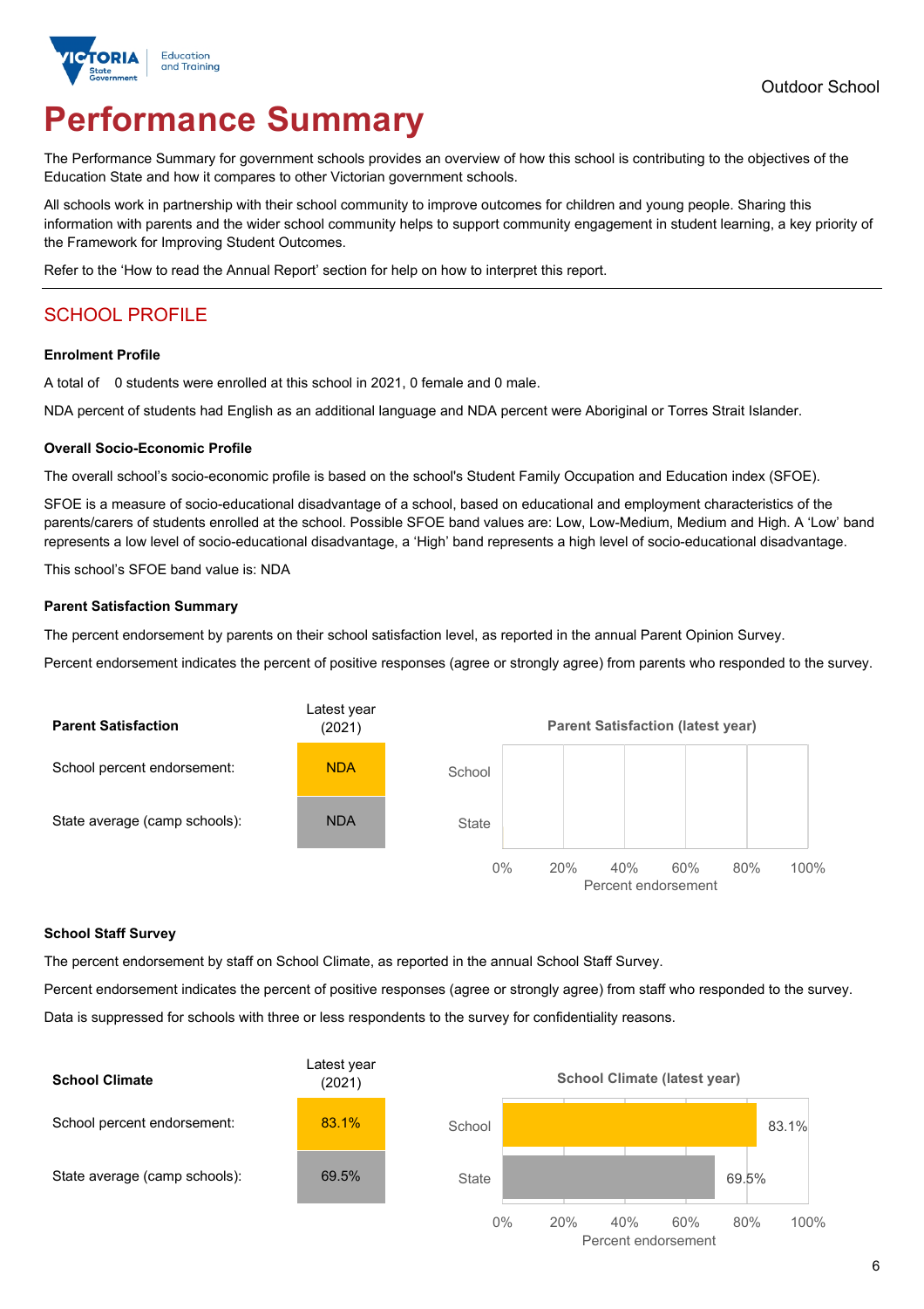Outdoor School

# Performance Summary

The Performance Summary for government schools provides an overview of how this school is contributing to the objectives of the Education State and how it compares to other Victorian government schools.

All schools work in partnership with their school community to improve outcomes for children and young people. Sharing this information with parents and the wider school community helps to support community engagement in student learning, a key priority of the Framework for Improving Student Outcomes.

Refer to the 'How to read the Annual Report' section for help on how to interpret this report.

## SCHOOL PROFILE

### Enrolment Profile

A total of 0 students were enrolled at this school in 2021, 0 female and 0 male.

NDA percent of students had English as an additional language and NDA percent were Aboriginal or Torres Strait Islander.

### Overall Socio-Economic Profile

The overall school's socio-economic profile is based on the school's Student Family Occupation and Education index (SFOE).

SFOE is a measure of socio-educational disadvantage of a school, based on educational and employment characteristics of the parents/carers of students enrolled at the school. Possible SFOE band values are: Low, Low-Medium, Medium and High. A 'Low' band represents a low level of socio-educational disadvantage, a 'High' band represents a high level of socio-educational disadvantage.

This school's SFOE band value is: NDA

### Parent Satisfaction Summary

The percent endorsement by parents on their school satisfaction level, as reported in the annual Parent Opinion Survey.

Percent endorsement indicates the percent of positive responses (agree or strongly agree) from parents who responded to the survey.

| Parent Satisfaction | Latest year (2021) |
|---|---|
| School percent endorsement: | NDA |
| State average (camp schools): | NDA |

### School Staff Survey

The percent endorsement by staff on School Climate, as reported in the annual School Staff Survey.

Percent endorsement indicates the percent of positive responses (agree or strongly agree) from staff who responded to the survey.

Data is suppressed for schools with three or less respondents to the survey for confidentiality reasons.

| School Climate | Latest year (2021) |
|---|---|
| School percent endorsement: | 83.1% |
| State average (camp schools): | 69.5% |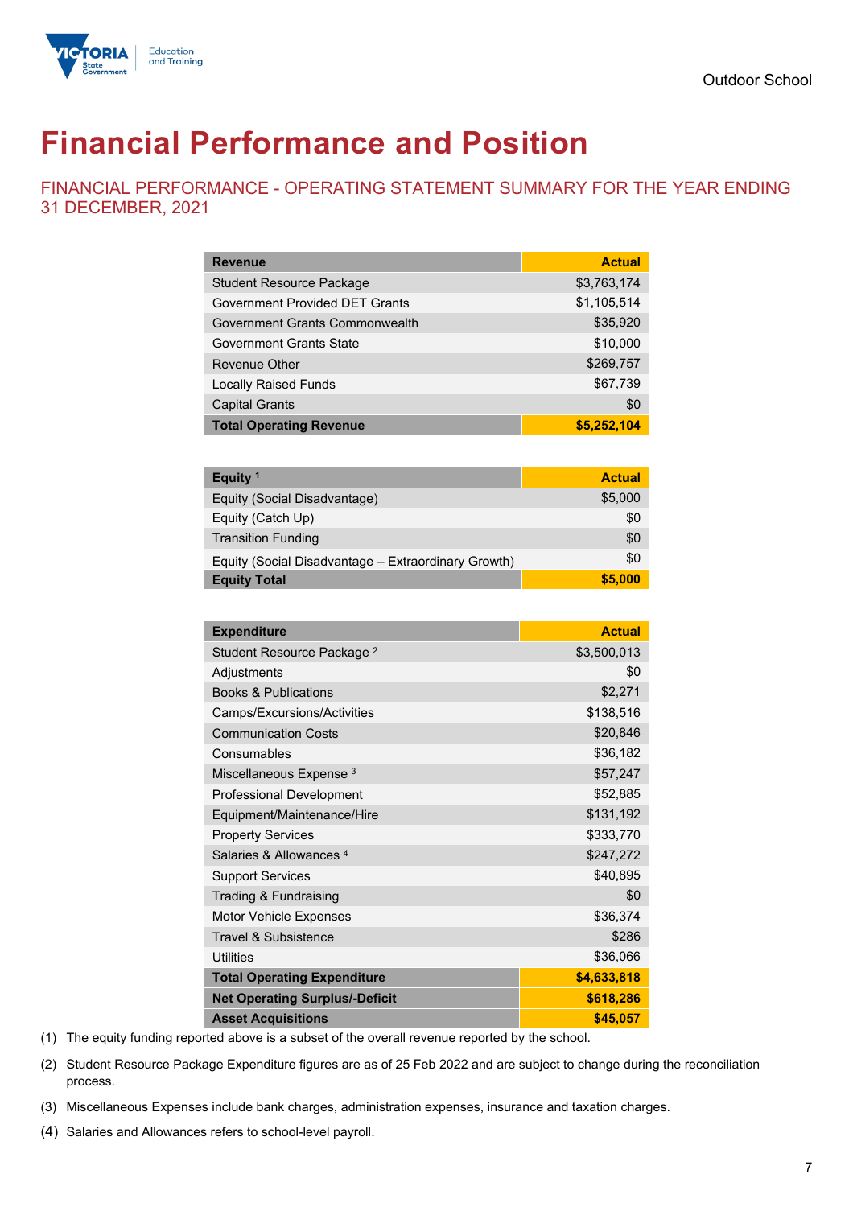# Financial Performance and Position

## FINANCIAL PERFORMANCE - OPERATING STATEMENT SUMMARY FOR THE YEAR ENDING 31 DECEMBER, 2021

| Revenue | Actual |
|---|---|
| Student Resource Package | $3,763,174 |
| Government Provided DET Grants | $1,105,514 |
| Government Grants Commonwealth | $35,920 |
| Government Grants State | $10,000 |
| Revenue Other | $269,757 |
| Locally Raised Funds | $67,739 |
| Capital Grants | $0 |
| **Total Operating Revenue** | **$5,252,104** |

| Equity [1] | Actual |
|---|---|
| Equity (Social Disadvantage) | $5,000 |
| Equity (Catch Up) | $0 |
| Transition Funding | $0 |
| Equity (Social Disadvantage – Extraordinary Growth) | $0 |
| **Equity Total** | **$5,000** |

| Expenditure | Actual |
|---|---|
| Student Resource Package [2] | $3,500,013 |
| Adjustments | $0 |
| Books & Publications | $2,271 |
| Camps/Excursions/Activities | $138,516 |
| Communication Costs | $20,846 |
| Consumables | $36,182 |
| Miscellaneous Expense [3] | $57,247 |
| Professional Development | $52,885 |
| Equipment/Maintenance/Hire | $131,192 |
| Property Services | $333,770 |
| Salaries & Allowances [4] | $247,272 |
| Support Services | $40,895 |
| Trading & Fundraising | $0 |
| Motor Vehicle Expenses | $36,374 |
| Travel & Subsistence | $286 |
| Utilities | $36,066 |
| **Total Operating Expenditure** | **$4,633,818** |
| **Net Operating Surplus/-Deficit** | **$618,286** |
| **Asset Acquisitions** | **$45,057** |

(1) The equity funding reported above is a subset of the overall revenue reported by the school.

(2) Student Resource Package Expenditure figures are as of 25 Feb 2022 and are subject to change during the reconciliation process.

(3) Miscellaneous Expenses include bank charges, administration expenses, insurance and taxation charges.

(4) Salaries and Allowances refers to school-level payroll.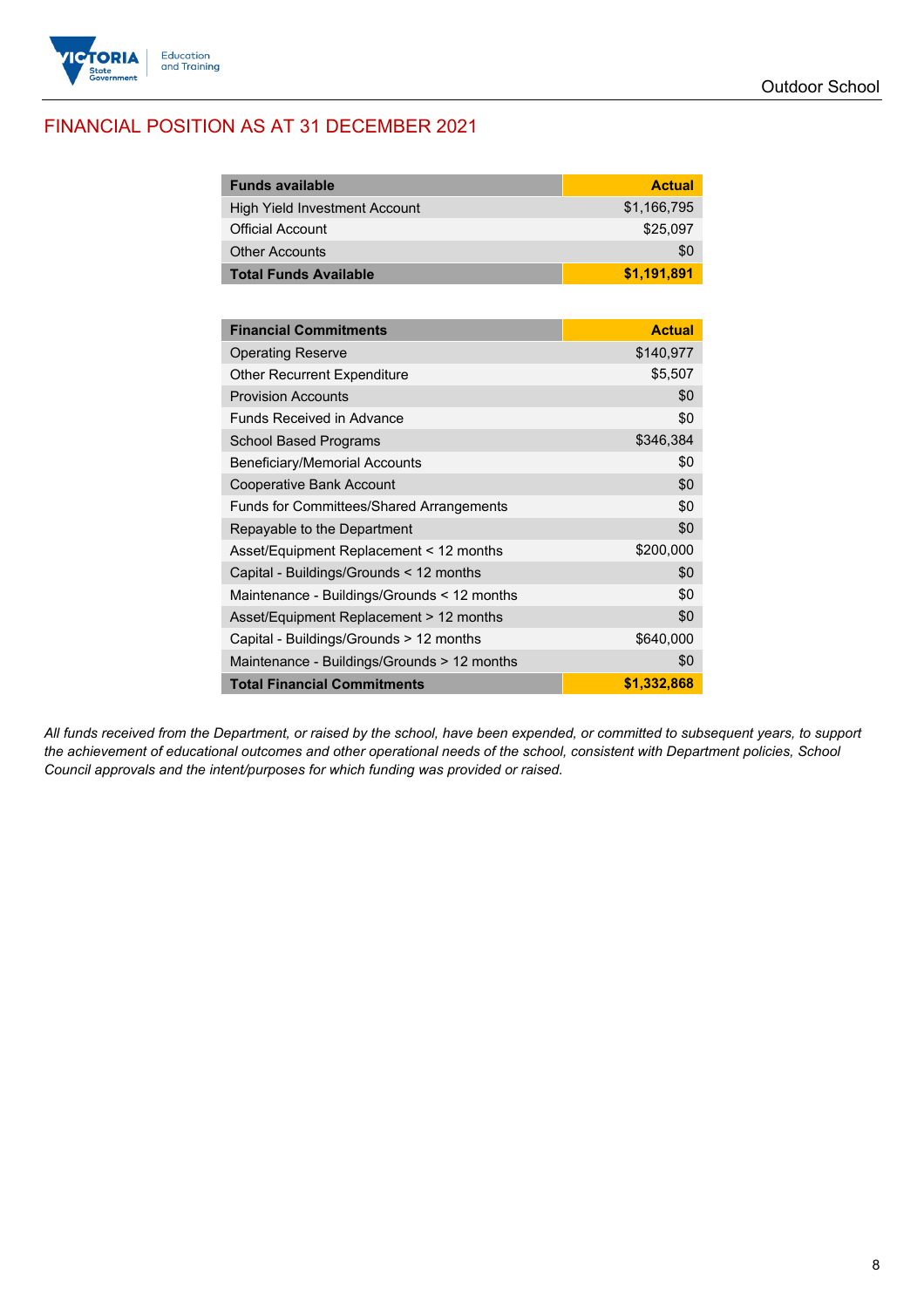# FINANCIAL POSITION AS AT 31 DECEMBER 2021

| Funds available | Actual |
|---|---|
| High Yield Investment Account | $1,166,795 |
| Official Account | $25,097 |
| Other Accounts | $0 |
| **Total Funds Available** | **$1,191,891** |

| Financial Commitments | Actual |
|---|---|
| Operating Reserve | $140,977 |
| Other Recurrent Expenditure | $5,507 |
| Provision Accounts | $0 |
| Funds Received in Advance | $0 |
| School Based Programs | $346,384 |
| Beneficiary/Memorial Accounts | $0 |
| Cooperative Bank Account | $0 |
| Funds for Committees/Shared Arrangements | $0 |
| Repayable to the Department | $0 |
| Asset/Equipment Replacement < 12 months | $200,000 |
| Capital - Buildings/Grounds < 12 months | $0 |
| Maintenance - Buildings/Grounds < 12 months | $0 |
| Asset/Equipment Replacement > 12 months | $0 |
| Capital - Buildings/Grounds > 12 months | $640,000 |
| Maintenance - Buildings/Grounds > 12 months | $0 |
| **Total Financial Commitments** | **$1,332,868** |

*All funds received from the Department, or raised by the school, have been expended, or committed to subsequent years, to support the achievement of educational outcomes and other operational needs of the school, consistent with Department policies, School Council approvals and the intent/purposes for which funding was provided or raised.*